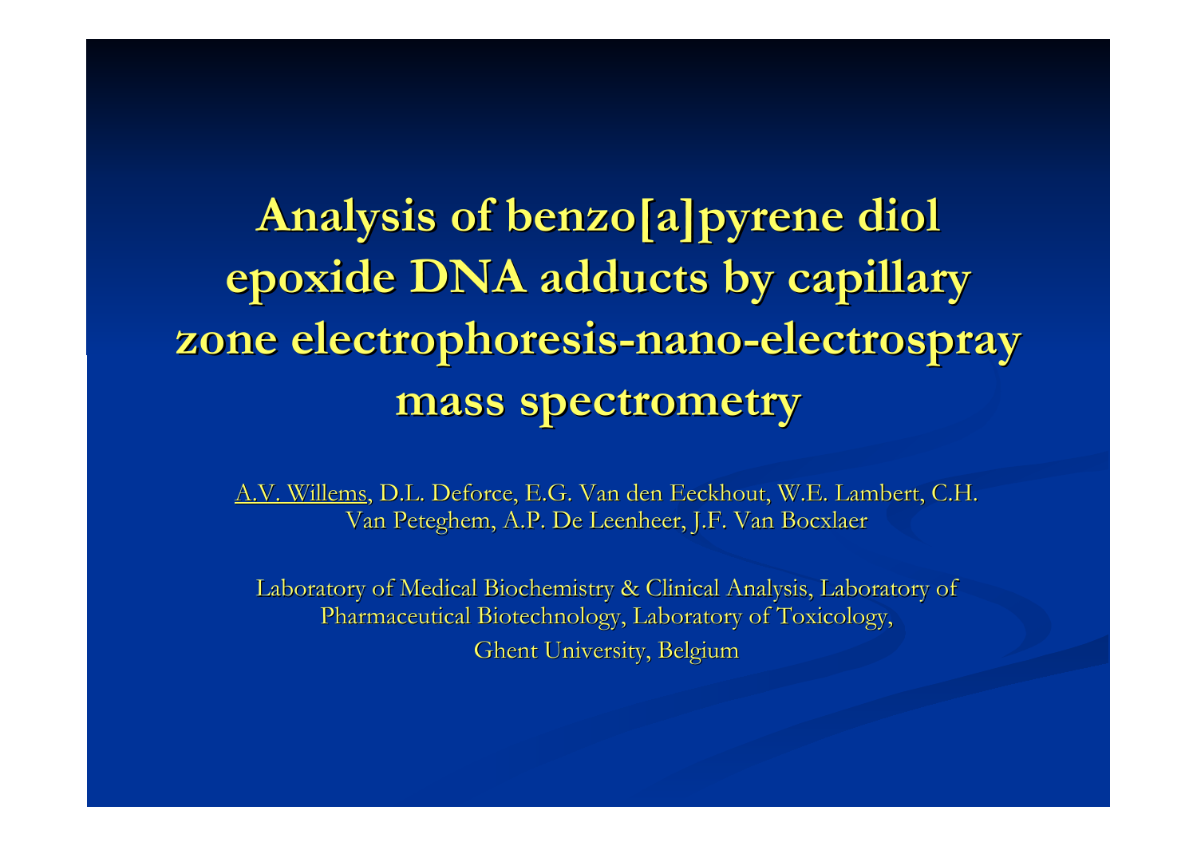# Analysis of benzo[a]pyrene diol epoxide DNA adducts by capillary zone electrophoresis-nano-electrospray mass spectrometry

A.V. Willems, D.L. Deforce, E.G. Van den Eeckhout, W.E. Lambert, C.H. Van Peteghem, A.P. De Leenheer, J.F. Van Bocxlaer

Laboratory of Medical Biochemistry & Clinical Analysis, Laboratory of Pharmaceutical Biotechnology, Laboratory of Toxicology, Ghent University, Belgium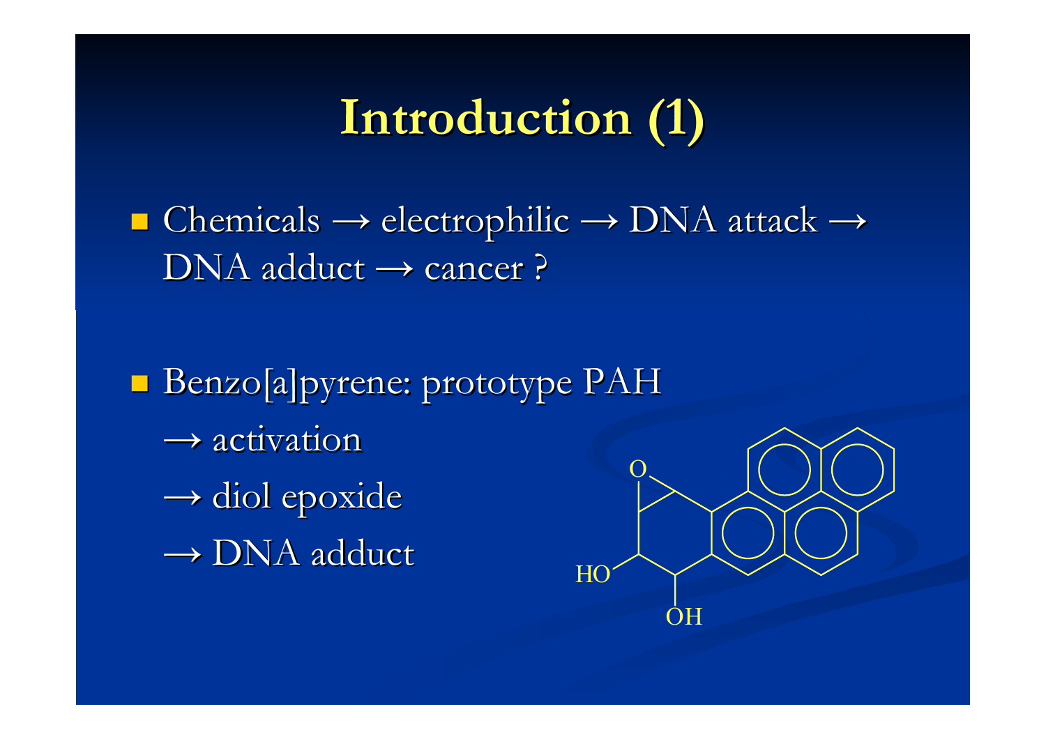# Introduction (1)

- Chemicals → electrophilic → DNA attack → DNA adduct → cancer ?

- Benzo[a]pyrene: prototype PAH
  → activation
  → diol epoxide
  → DNA adduct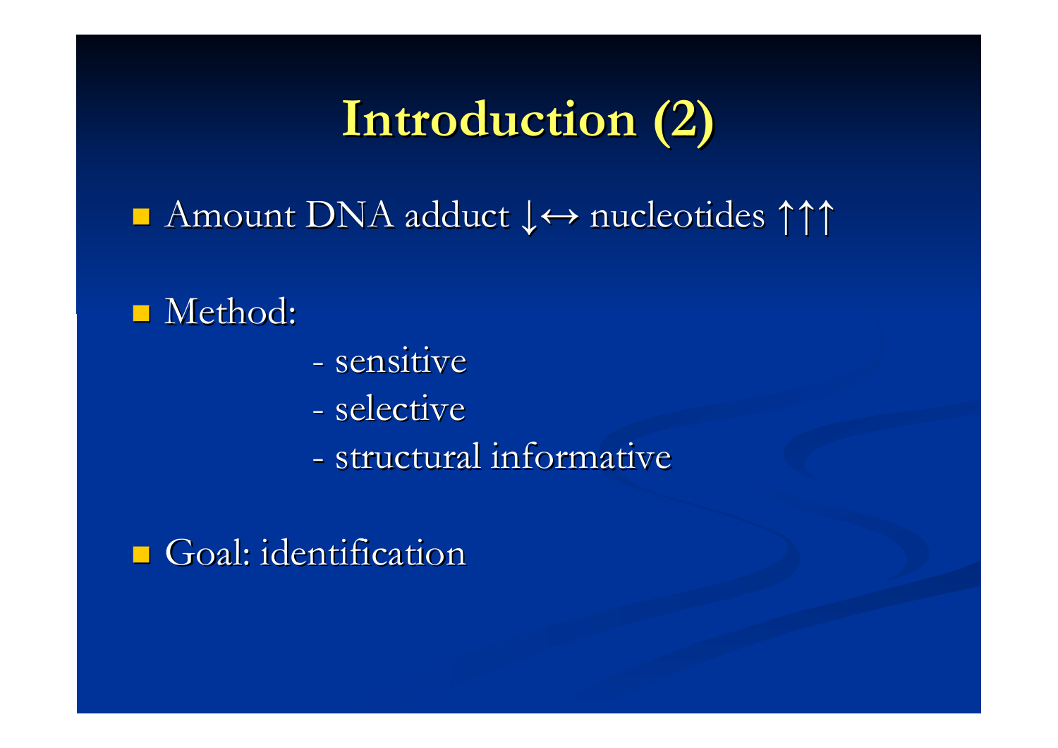# Introduction (2)

- Amount DNA adduct ↓↔ nucleotides ↑↑↑

- Method:
  - sensitive
  - selective
  - structural informative

- Goal: identification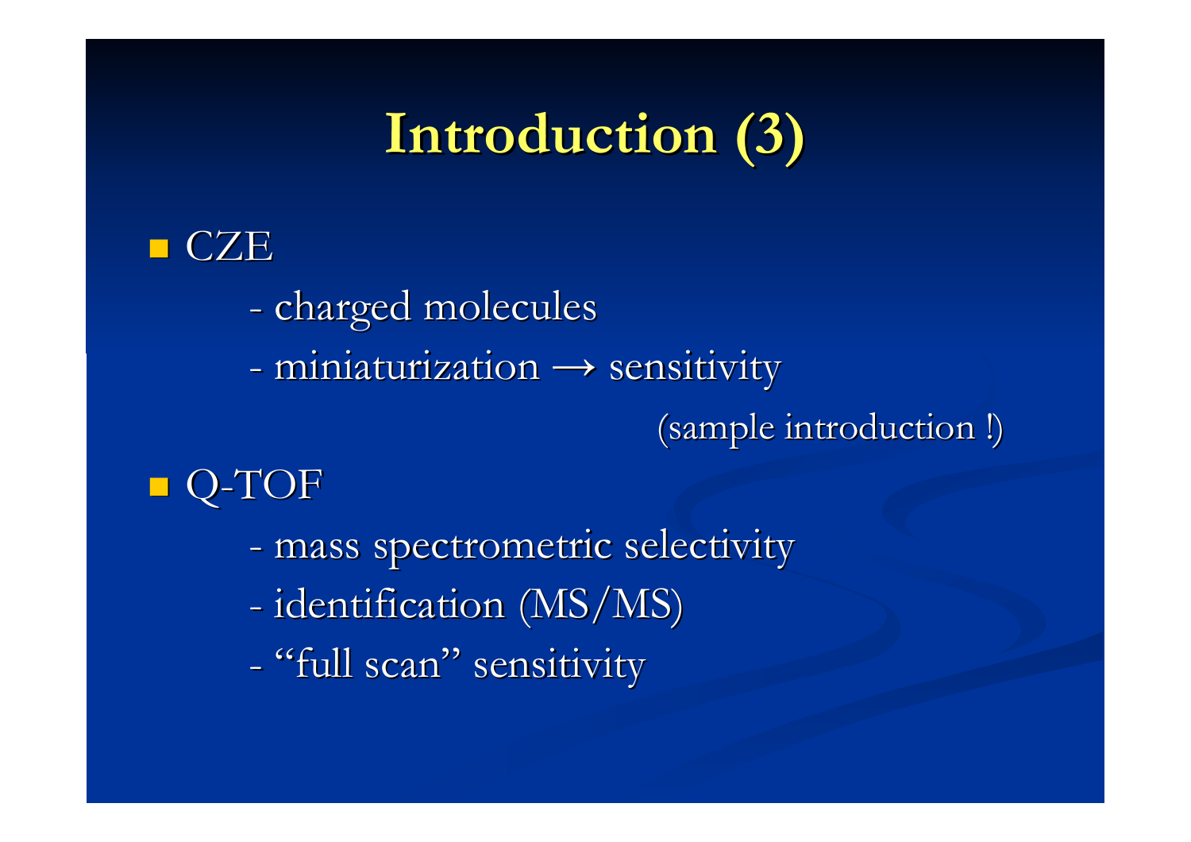# Introduction (3)

- CZE
  - charged molecules
  - miniaturization → sensitivity

    (sample introduction !)
- Q-TOF
  - mass spectrometric selectivity
  - identification (MS/MS)
  - "full scan" sensitivity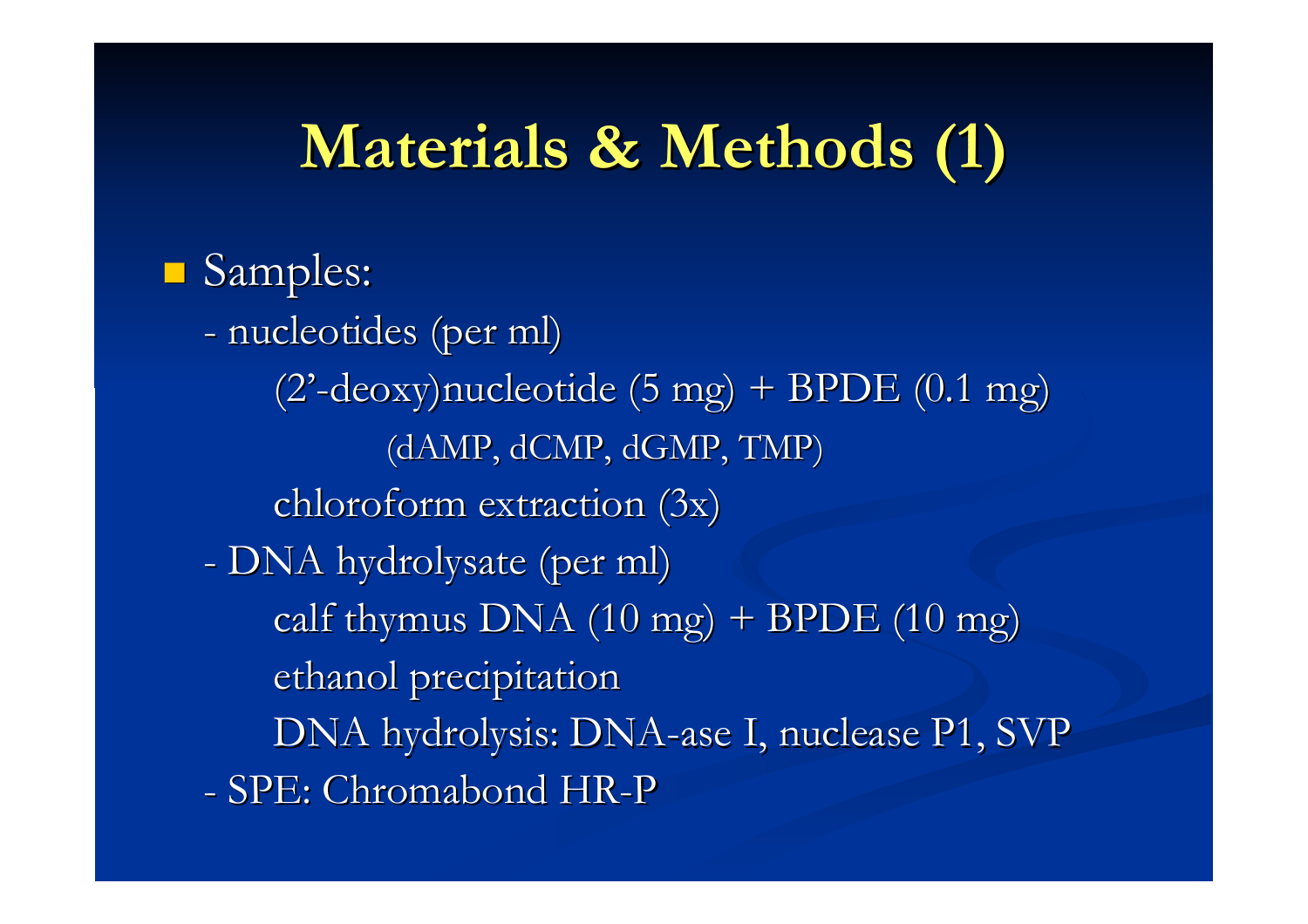# Materials & Methods (1)

- Samples:
  - nucleotides (per ml)
    - (2'-deoxy)nucleotide (5 mg) + BPDE (0.1 mg)
      - (dAMP, dCMP, dGMP, TMP)
    - chloroform extraction (3x)
  - DNA hydrolysate (per ml)
    - calf thymus DNA (10 mg) + BPDE (10 mg)
    - ethanol precipitation
    - DNA hydrolysis: DNA-ase I, nuclease P1, SVP
  - SPE: Chromabond HR-P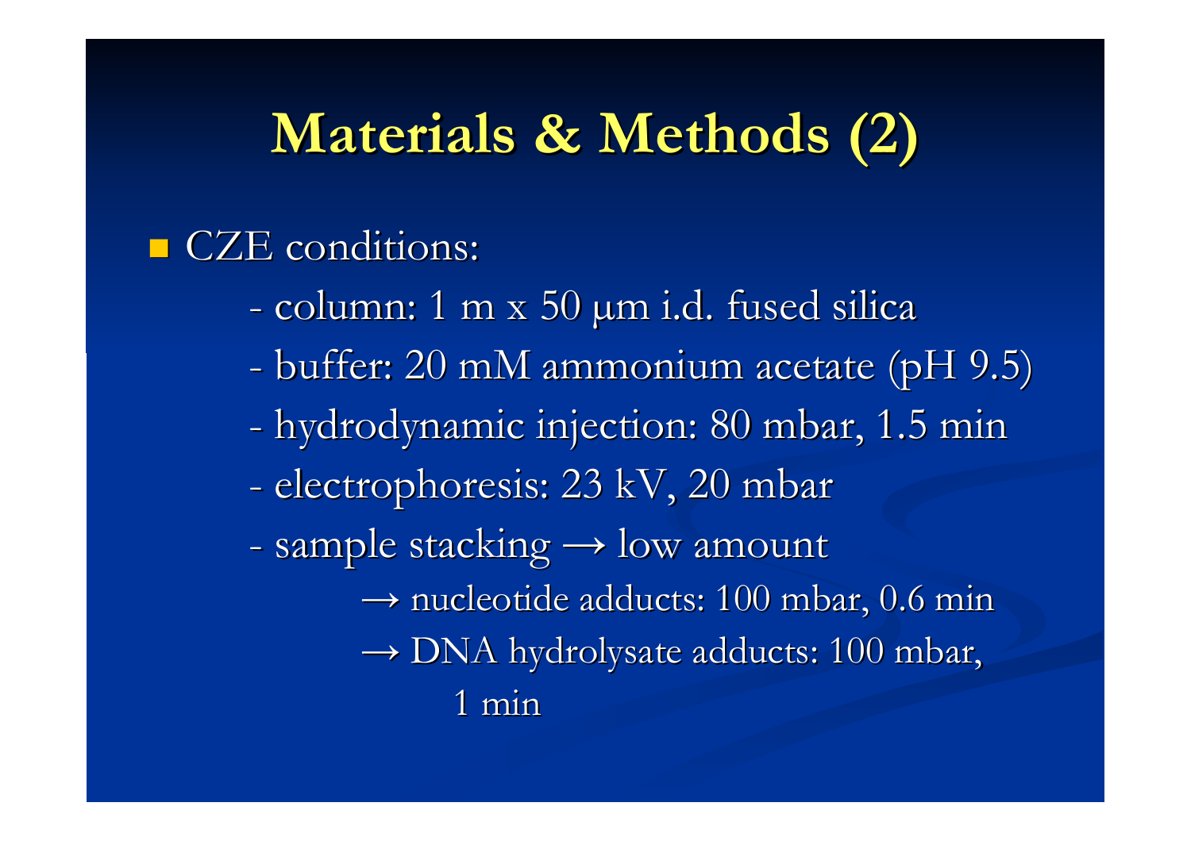# Materials & Methods (2)

- CZE conditions:
  - column: 1 m x 50 μm i.d. fused silica
  - buffer: 20 mM ammonium acetate (pH 9.5)
  - hydrodynamic injection: 80 mbar, 1.5 min
  - electrophoresis: 23 kV, 20 mbar
  - sample stacking → low amount
    - → nucleotide adducts: 100 mbar, 0.6 min
    - → DNA hydrolysate adducts: 100 mbar, 1 min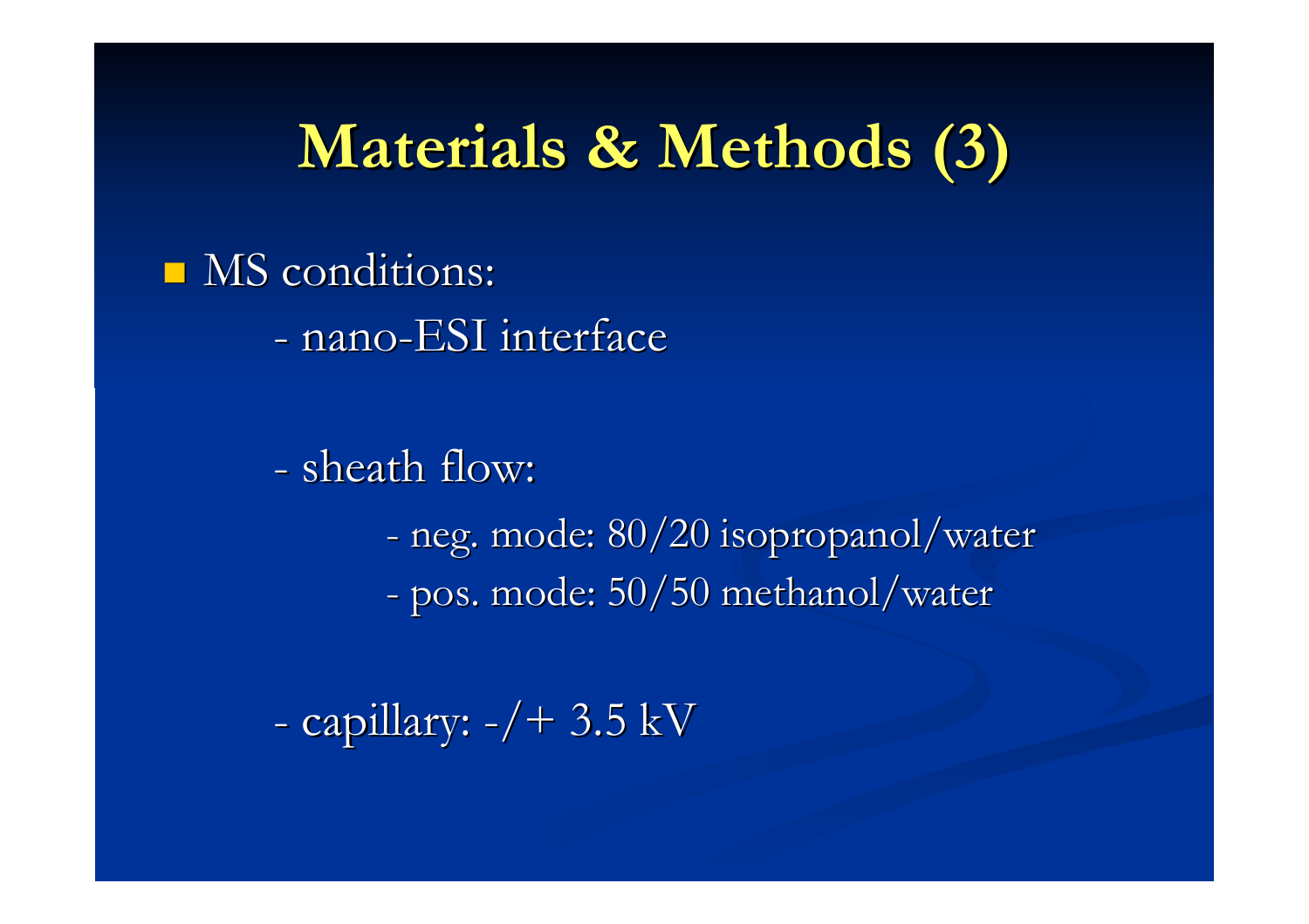# Materials & Methods (3)

- MS conditions:
  - nano-ESI interface
  - sheath flow:
    - neg. mode: 80/20 isopropanol/water
    - pos. mode: 50/50 methanol/water
  - capillary: -/+ 3.5 kV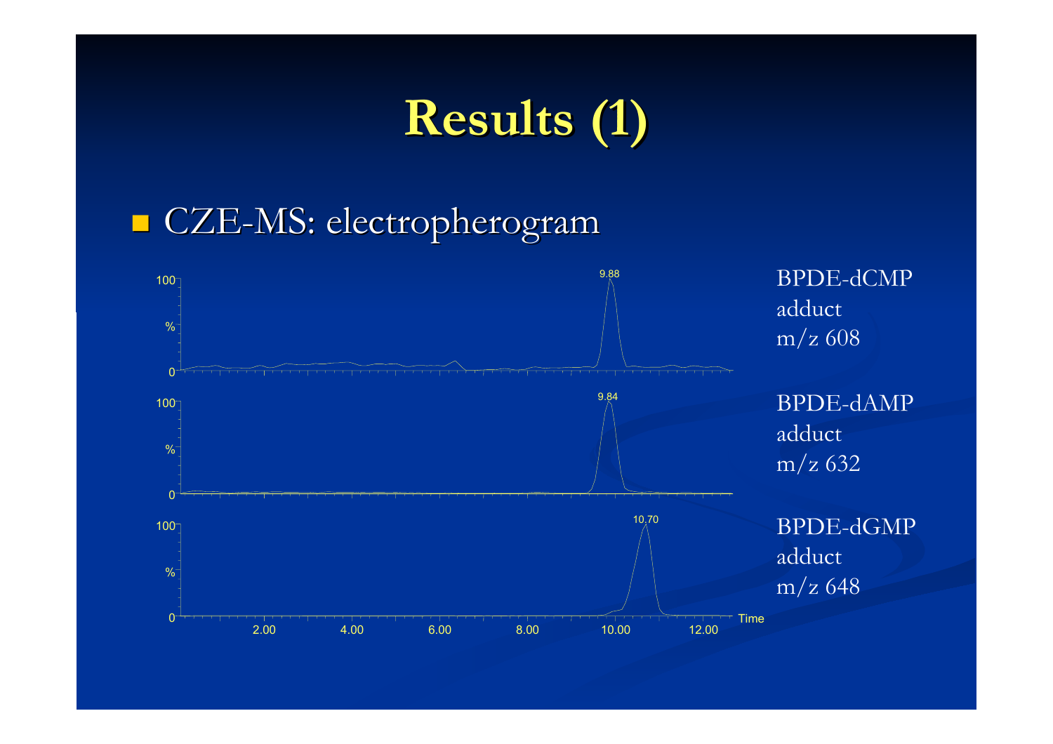# Results (1)

- CZE-MS: electropherogram

BPDE-dCMP adduct m/z 608

BPDE-dAMP adduct m/z 632

BPDE-dGMP adduct m/z 648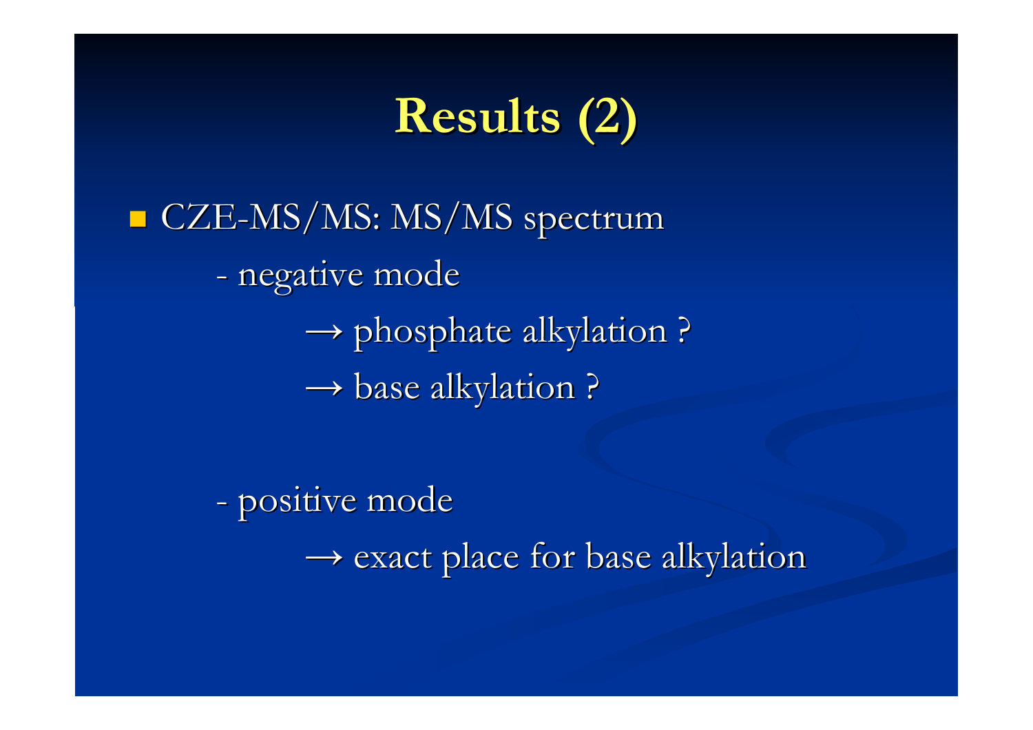# Results (2)

- CZE-MS/MS: MS/MS spectrum
  - negative mode
    - → phosphate alkylation ?
    - → base alkylation ?
  - positive mode
    - → exact place for base alkylation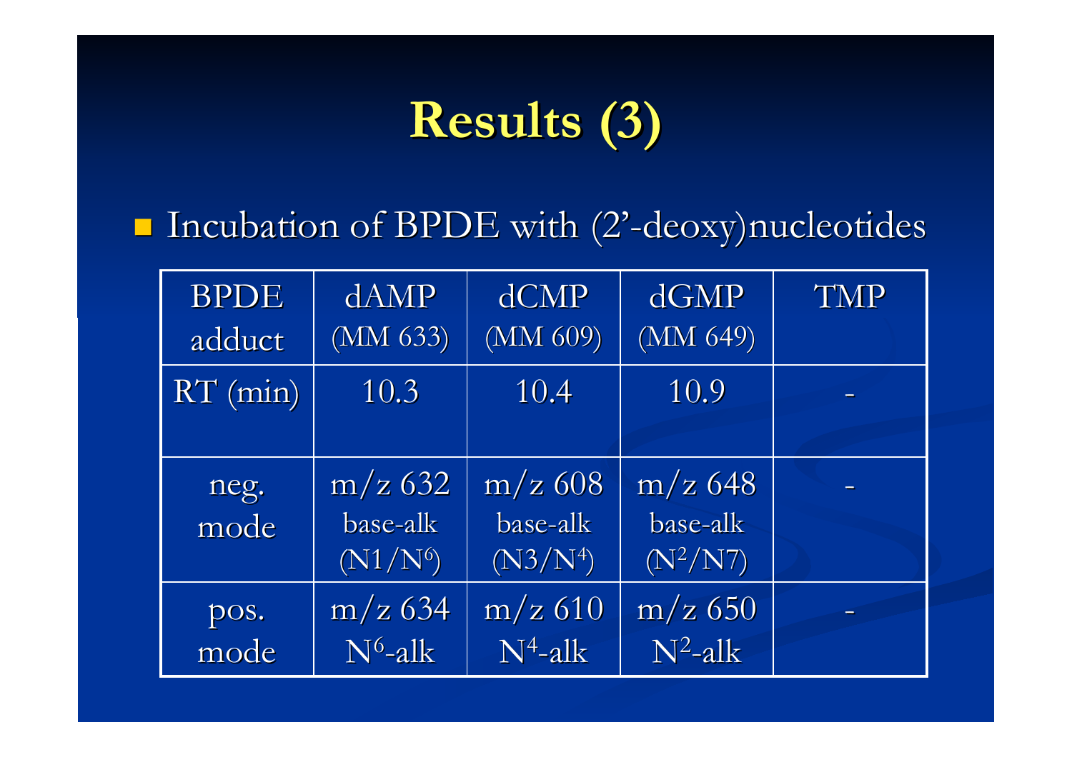# Results (3)

- Incubation of BPDE with (2'-deoxy)nucleotides

| BPDE adduct | dAMP (MM 633) | dCMP (MM 609) | dGMP (MM 649) | TMP |
|---|---|---|---|---|
| RT (min) | 10.3 | 10.4 | 10.9 | - |
| neg. mode | m/z 632 base-alk (N1/$N^6$) | m/z 608 base-alk (N3/$N^4$) | m/z 648 base-alk ($N^2$/N7) | - |
| pos. mode | m/z 634 $N^6$-alk | m/z 610 $N^4$-alk | m/z 650 $N^2$-alk | - |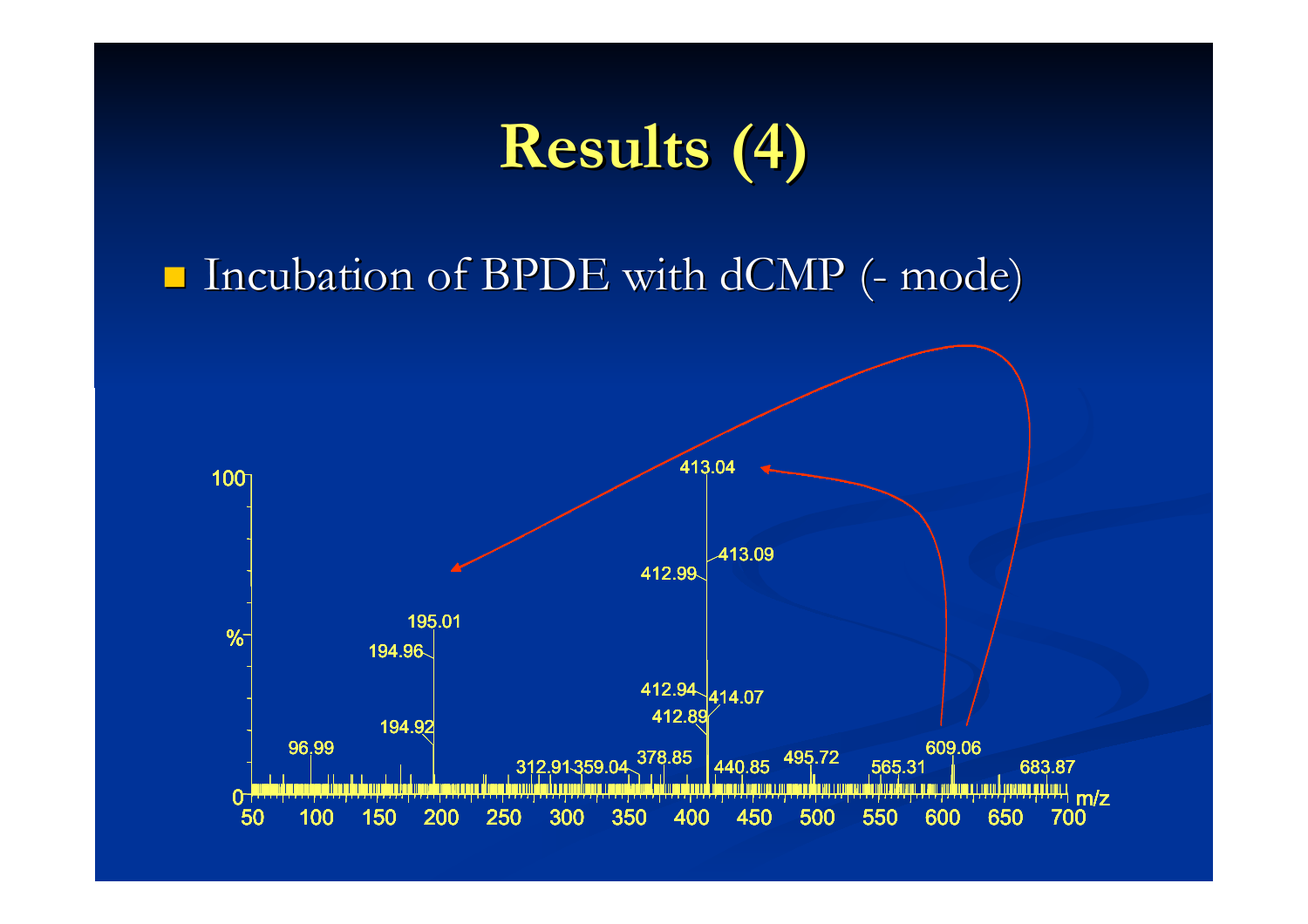# Results (4)

- Incubation of BPDE with dCMP (- mode)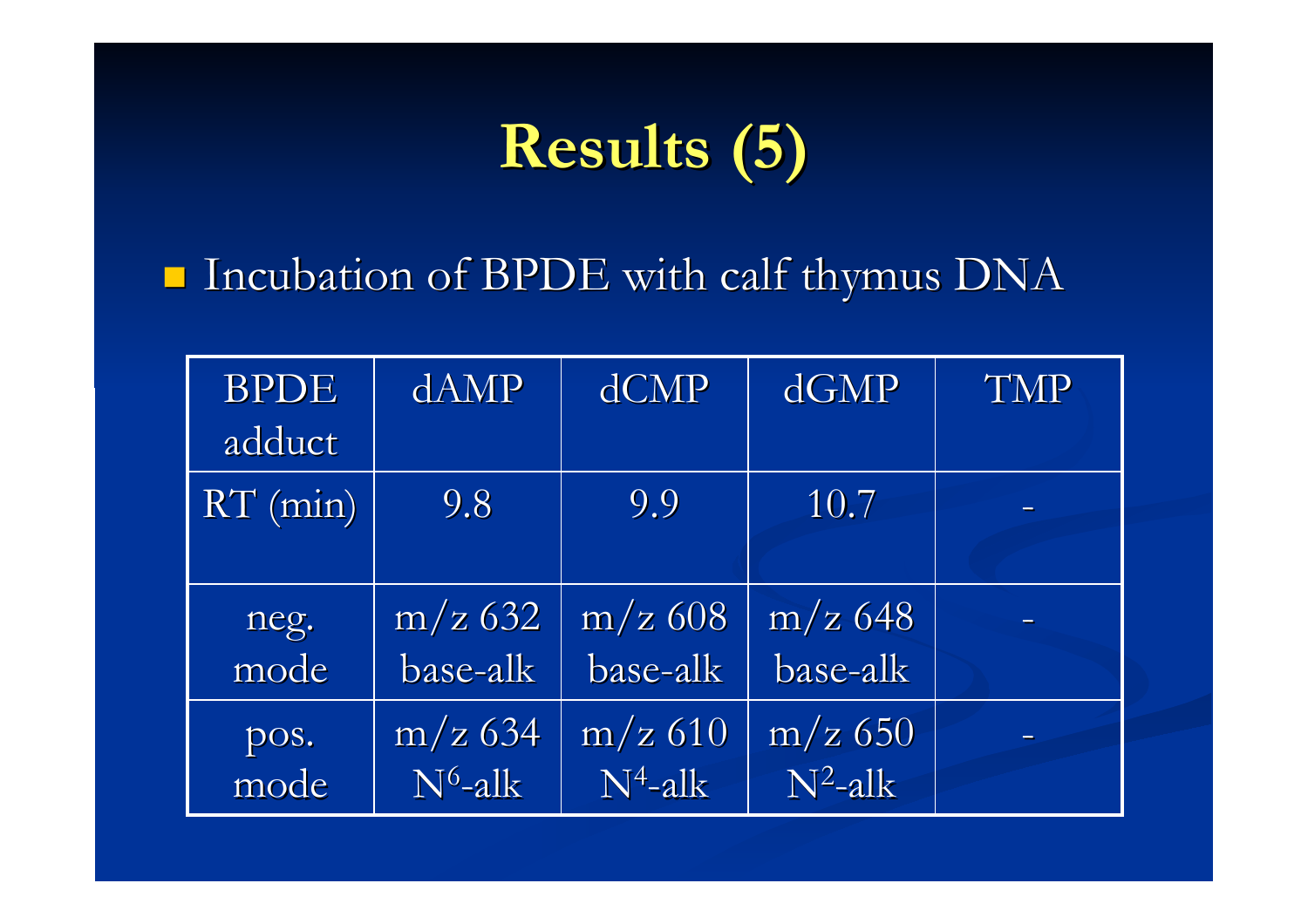# Results (5)

- Incubation of BPDE with calf thymus DNA

| BPDE adduct | dAMP | dCMP | dGMP | TMP |
| --- | --- | --- | --- | --- |
| RT (min) | 9.8 | 9.9 | 10.7 | - |
| neg. mode | m/z 632 base-alk | m/z 608 base-alk | m/z 648 base-alk | - |
| pos. mode | m/z 634 $N^6$-alk | m/z 610 $N^4$-alk | m/z 650 $N^2$-alk | - |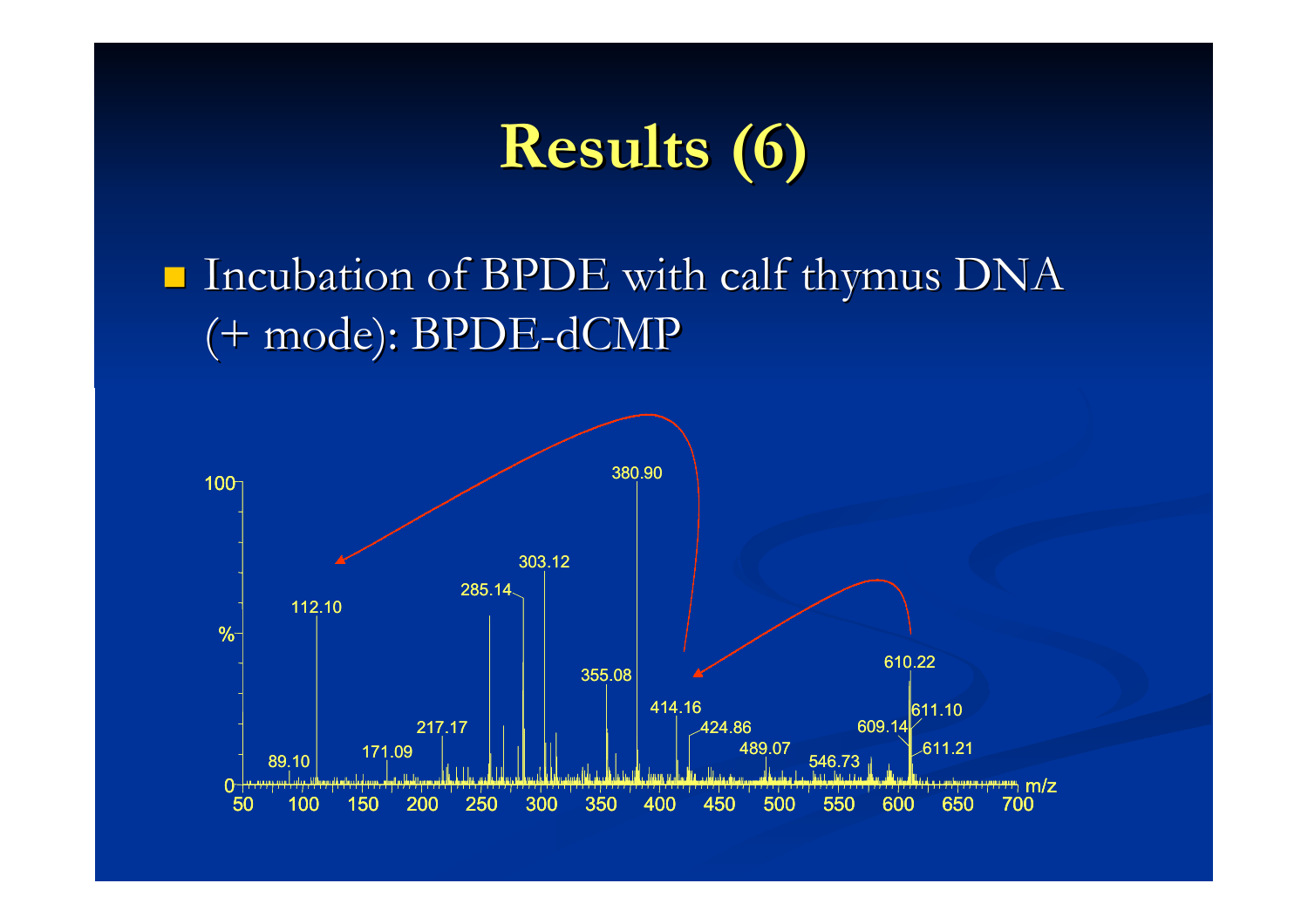# Results (6)

- Incubation of BPDE with calf thymus DNA (+ mode): BPDE-dCMP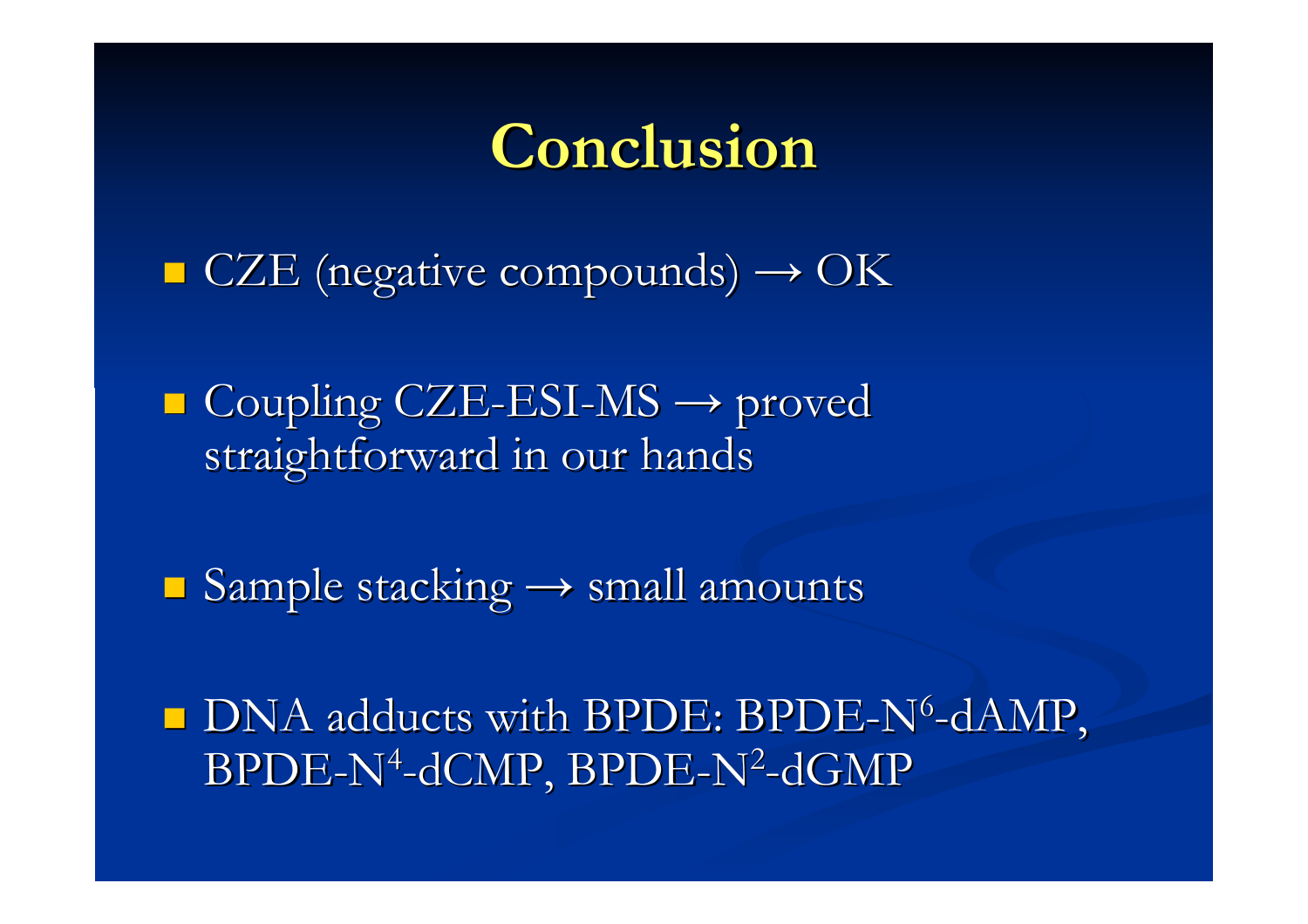# Conclusion

- CZE (negative compounds) → OK
- Coupling CZE-ESI-MS → proved straightforward in our hands
- Sample stacking → small amounts
- DNA adducts with BPDE: BPDE-$N^6$-dAMP, BPDE-$N^4$-dCMP, BPDE-$N^2$-dGMP